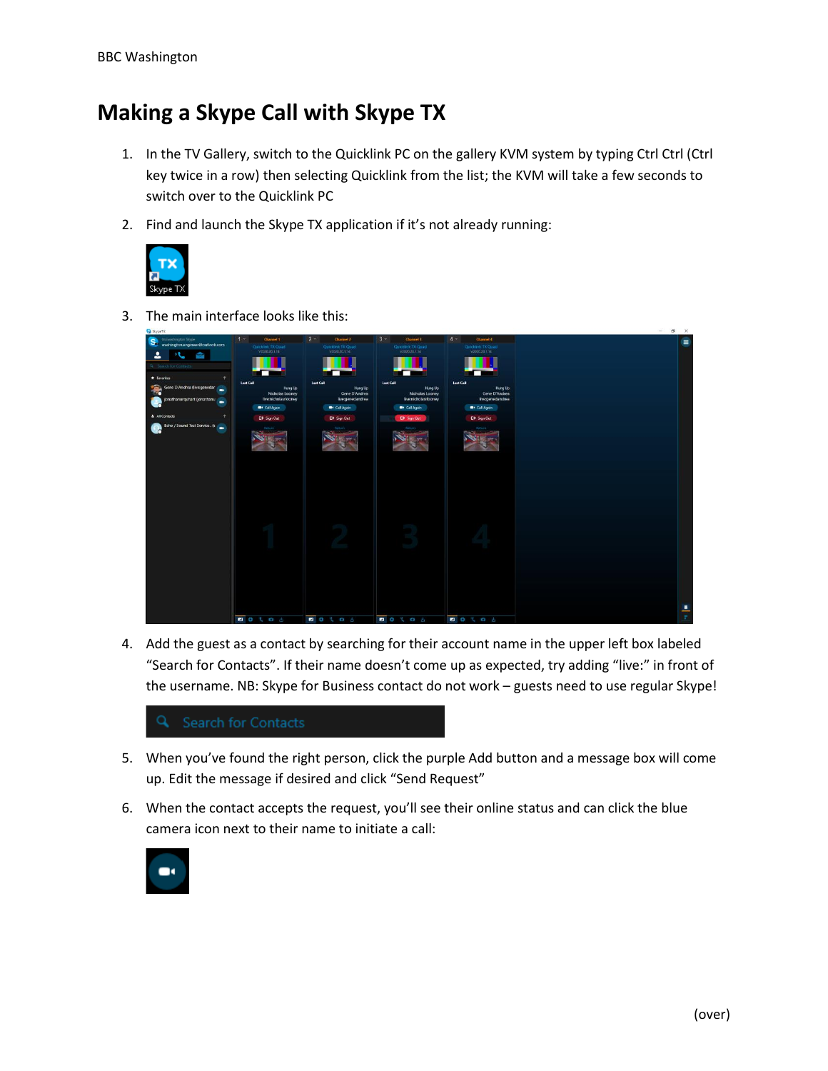BBC Washington

# Making a Skype Call with Skype TX

1. In the TV Gallery, switch to the Quicklink PC on the gallery KVM system by typing Ctrl Ctrl (Ctrl key twice in a row) then selecting Quicklink from the list; the KVM will take a few seconds to switch over to the Quicklink PC

2. Find and launch the Skype TX application if it's not already running:

3. The main interface looks like this:

4. Add the guest as a contact by searching for their account name in the upper left box labeled "Search for Contacts". If their name doesn't come up as expected, try adding "live:" in front of the username. NB: Skype for Business contact do not work – guests need to use regular Skype!

5. When you've found the right person, click the purple Add button and a message box will come up. Edit the message if desired and click "Send Request"

6. When the contact accepts the request, you'll see their online status and can click the blue camera icon next to their name to initiate a call:

(over)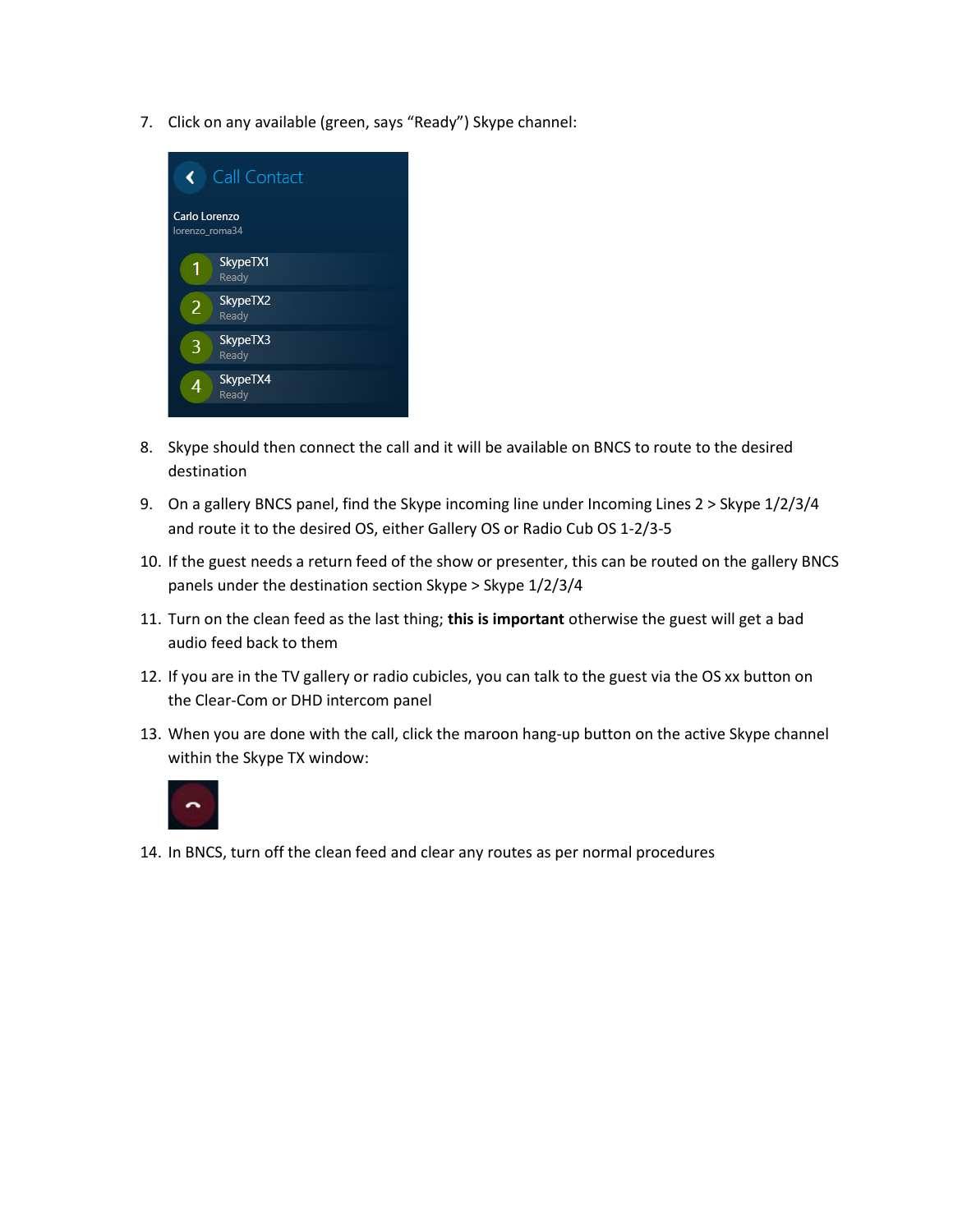7. Click on any available (green, says "Ready") Skype channel:

8. Skype should then connect the call and it will be available on BNCS to route to the desired destination

9. On a gallery BNCS panel, find the Skype incoming line under Incoming Lines 2 > Skype 1/2/3/4 and route it to the desired OS, either Gallery OS or Radio Cub OS 1-2/3-5

10. If the guest needs a return feed of the show or presenter, this can be routed on the gallery BNCS panels under the destination section Skype > Skype 1/2/3/4

11. Turn on the clean feed as the last thing; **this is important** otherwise the guest will get a bad audio feed back to them

12. If you are in the TV gallery or radio cubicles, you can talk to the guest via the OS xx button on the Clear-Com or DHD intercom panel

13. When you are done with the call, click the maroon hang-up button on the active Skype channel within the Skype TX window:

14. In BNCS, turn off the clean feed and clear any routes as per normal procedures